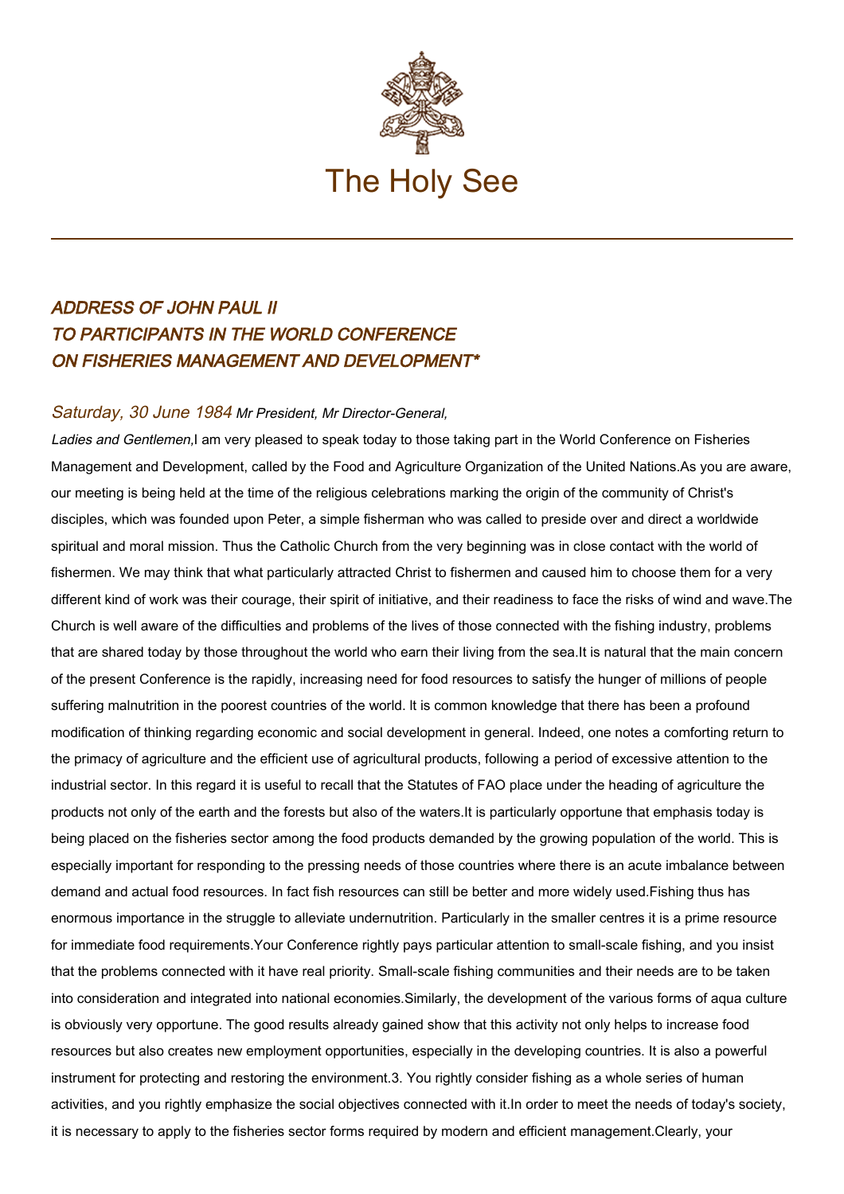The Holy See

## *ADDRESS OF JOHN PAUL II TO PARTICIPANTS IN THE WORLD CONFERENCE ON FISHERIES MANAGEMENT AND DEVELOPMENT**

*Saturday, 30 June 1984*

*Mr President, Mr Director-General,*

*Ladies and Gentlemen,*

I am very pleased to speak today to those taking part in the World Conference on Fisheries Management and Development, called by the Food and Agriculture Organization of the United Nations.

As you are aware, our meeting is being held at the time of the religious celebrations marking the origin of the community of Christ's disciples, which was founded upon Peter, a simple fisherman who was called to preside over and direct a worldwide spiritual and moral mission. Thus the Catholic Church from the very beginning was in close contact with the world of fishermen. We may think that what particularly attracted Christ to fishermen and caused him to choose them for a very different kind of work was their courage, their spirit of initiative, and their readiness to face the risks of wind and wave.

The Church is well aware of the difficulties and problems of the lives of those connected with the fishing industry, problems that are shared today by those throughout the world who earn their living from the sea.

It is natural that the main concern of the present Conference is the rapidly, increasing need for food resources to satisfy the hunger of millions of people suffering malnutrition in the poorest countries of the world. It is common knowledge that there has been a profound modification of thinking regarding economic and social development in general. Indeed, one notes a comforting return to the primacy of agriculture and the efficient use of agricultural products, following a period of excessive attention to the industrial sector. In this regard it is useful to recall that the Statutes of FAO place under the heading of agriculture the products not only of the earth and the forests but also of the waters.

It is particularly opportune that emphasis today is being placed on the fisheries sector among the food products demanded by the growing population of the world. This is especially important for responding to the pressing needs of those countries where there is an acute imbalance between demand and actual food resources. In fact fish resources can still be better and more widely used.

Fishing thus has enormous importance in the struggle to alleviate undernutrition. Particularly in the smaller centres it is a prime resource for immediate food requirements.

Your Conference rightly pays particular attention to small-scale fishing, and you insist that the problems connected with it have real priority. Small-scale fishing communities and their needs are to be taken into consideration and integrated into national economies.

Similarly, the development of the various forms of aqua culture is obviously very opportune. The good results already gained show that this activity not only helps to increase food resources but also creates new employment opportunities, especially in the developing countries. It is also a powerful instrument for protecting and restoring the environment.

3. You rightly consider fishing as a whole series of human activities, and you rightly emphasize the social objectives connected with it.

In order to meet the needs of today's society, it is necessary to apply to the fisheries sector forms required by modern and efficient management.

Clearly, your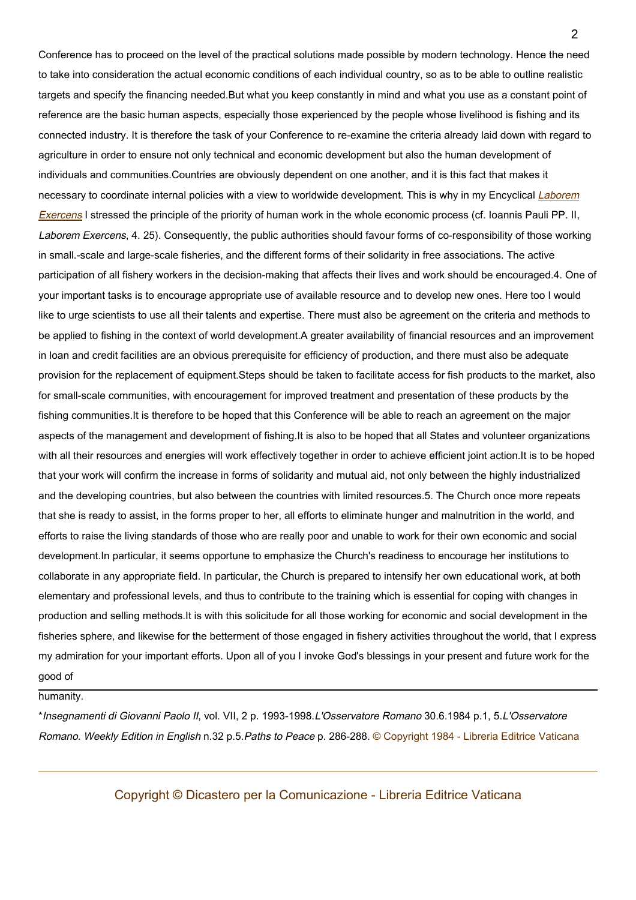Conference has to proceed on the level of the practical solutions made possible by modern technology. Hence the need to take into consideration the actual economic conditions of each individual country, so as to be able to outline realistic targets and specify the financing needed.But what you keep constantly in mind and what you use as a constant point of reference are the basic human aspects, especially those experienced by the people whose livelihood is fishing and its connected industry. It is therefore the task of your Conference to re-examine the criteria already laid down with regard to agriculture in order to ensure not only technical and economic development but also the human development of individuals and communities.Countries are obviously dependent on one another, and it is this fact that makes it necessary to coordinate internal policies with a view to worldwide development. This is why in my Encyclical *Laborem Exercens* I stressed the principle of the priority of human work in the whole economic process (cf. Ioannis Pauli PP. II, *Laborem Exercens*, 4. 25). Consequently, the public authorities should favour forms of co-responsibility of those working in small.-scale and large-scale fisheries, and the different forms of their solidarity in free associations. The active participation of all fishery workers in the decision-making that affects their lives and work should be encouraged.4. One of your important tasks is to encourage appropriate use of available resource and to develop new ones. Here too I would like to urge scientists to use all their talents and expertise. There must also be agreement on the criteria and methods to be applied to fishing in the context of world development.A greater availability of financial resources and an improvement in loan and credit facilities are an obvious prerequisite for efficiency of production, and there must also be adequate provision for the replacement of equipment.Steps should be taken to facilitate access for fish products to the market, also for small-scale communities, with encouragement for improved treatment and presentation of these products by the fishing communities.It is therefore to be hoped that this Conference will be able to reach an agreement on the major aspects of the management and development of fishing.It is also to be hoped that all States and volunteer organizations with all their resources and energies will work effectively together in order to achieve efficient joint action.It is to be hoped that your work will confirm the increase in forms of solidarity and mutual aid, not only between the highly industrialized and the developing countries, but also between the countries with limited resources.5. The Church once more repeats that she is ready to assist, in the forms proper to her, all efforts to eliminate hunger and malnutrition in the world, and efforts to raise the living standards of those who are really poor and unable to work for their own economic and social development.In particular, it seems opportune to emphasize the Church's readiness to encourage her institutions to collaborate in any appropriate field. In particular, the Church is prepared to intensify her own educational work, at both elementary and professional levels, and thus to contribute to the training which is essential for coping with changes in production and selling methods.It is with this solicitude for all those working for economic and social development in the fisheries sphere, and likewise for the betterment of those engaged in fishery activities throughout the world, that I express my admiration for your important efforts. Upon all of you I invoke God's blessings in your present and future work for the good of humanity.

---

**Insegnamenti di Giovanni Paolo II*, vol. VII, 2 p. 1993-1998.*L'Osservatore Romano* 30.6.1984 p.1, 5.*L'Osservatore Romano. Weekly Edition in English* n.32 p.5.*Paths to Peace* p. 286-288. © Copyright 1984 - Libreria Editrice Vaticana

---

Copyright © Dicastero per la Comunicazione - Libreria Editrice Vaticana